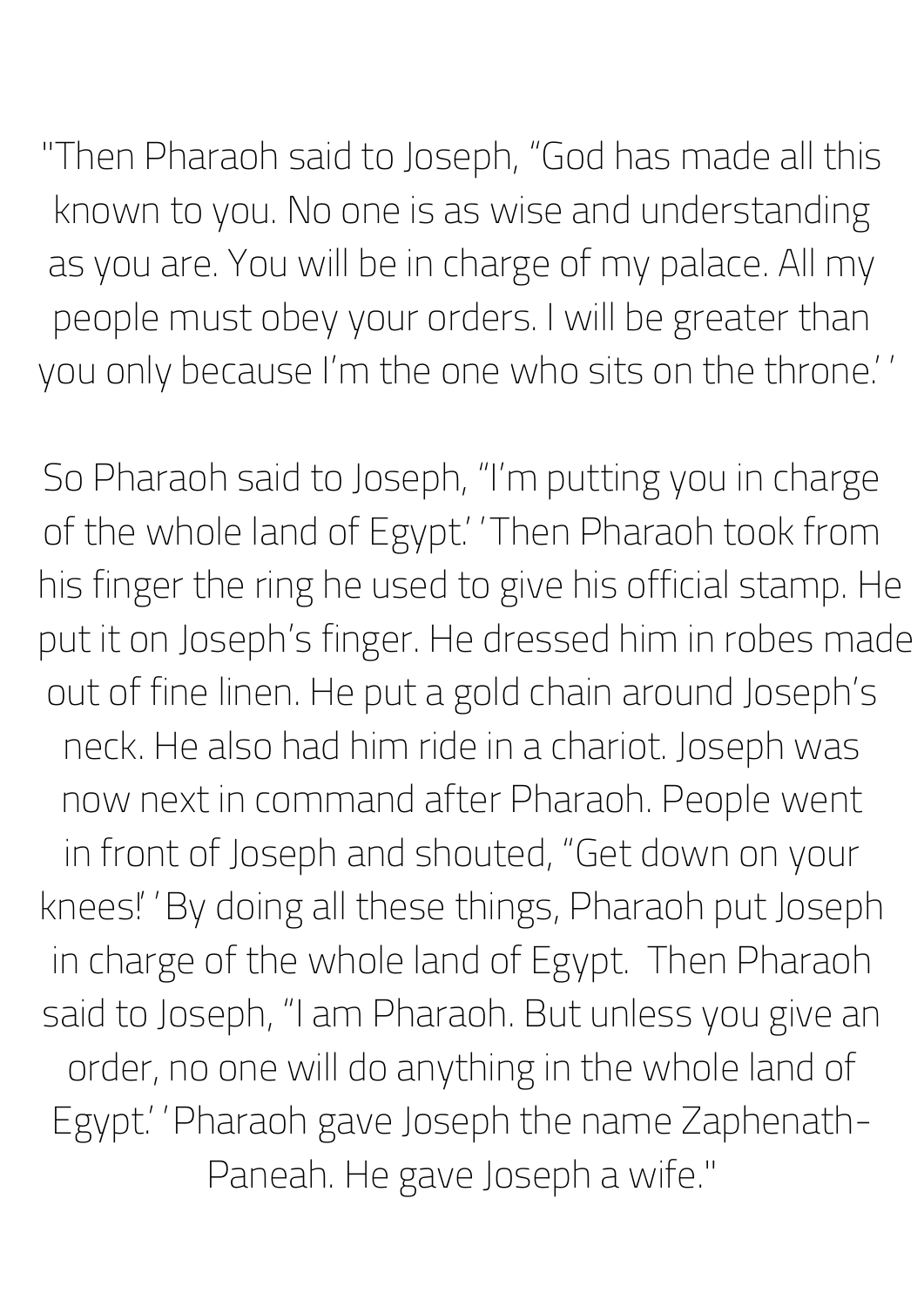"Then Pharaoh said to Joseph, "God has made all this known to you. No one is as wise and understanding as you are. You will be in charge of my palace. All my people must obey your orders. I will be greater than you only because I'm the one who sits on the throne.' '

So Pharaoh said to Joseph, "I'm putting you in charge of the whole land of Egypt.' 'Then Pharaoh took from his finger the ring he used to give his official stamp. He put it on Joseph's finger. He dressed him in robes made out of fine linen. He put a gold chain around Joseph's neck. He also had him ride in a chariot. Joseph was now next in command after Pharaoh. People went in front of Joseph and shouted, "Get down on your knees!' 'By doing all these things, Pharaoh put Joseph in charge of the whole land of Egypt. Then Pharaoh said to Joseph, "I am Pharaoh. But unless you give an order, no one will do anything in the whole land of Egypt.' 'Pharaoh gave Joseph the name Zaphenath-Paneah. He gave Joseph a wife."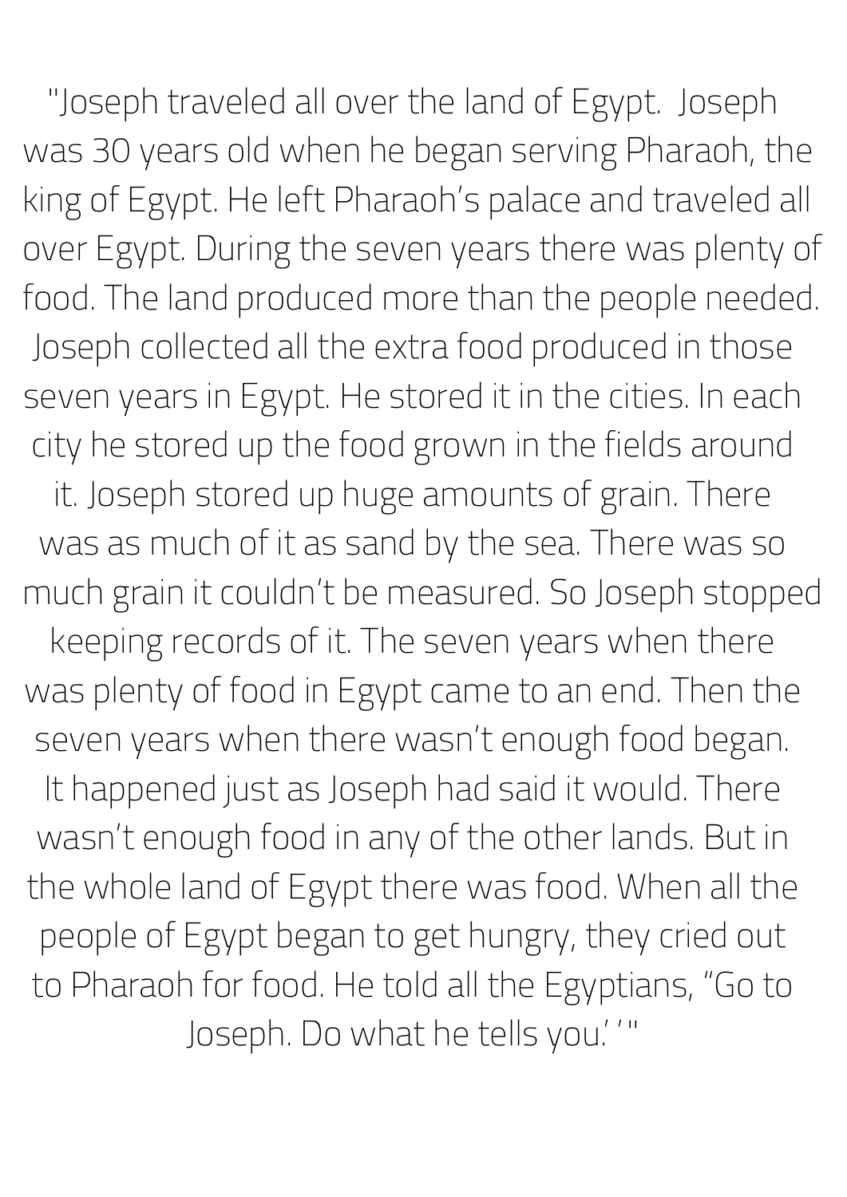"Joseph traveled all over the land of Egypt. Joseph was 30 years old when he began serving Pharaoh, the king of Egypt. He left Pharaoh's palace and traveled all over Egypt. During the seven years there was plenty of food. The land produced more than the people needed. Joseph collected all the extra food produced in those seven years in Egypt. He stored it in the cities. In each city he stored up the food grown in the fields around it. Joseph stored up huge amounts of grain. There was as much of it as sand by the sea. There was so much grain it couldn't be measured. So Joseph stopped keeping records of it. The seven years when there was plenty of food in Egypt came to an end. Then the seven years when there wasn't enough food began. It happened just as Joseph had said it would. There wasn't enough food in any of the other lands. But in the whole land of Egypt there was food. When all the people of Egypt began to get hungry, they cried out to Pharaoh for food. He told all the Egyptians, "Go to Joseph. Do what he tells you.' '"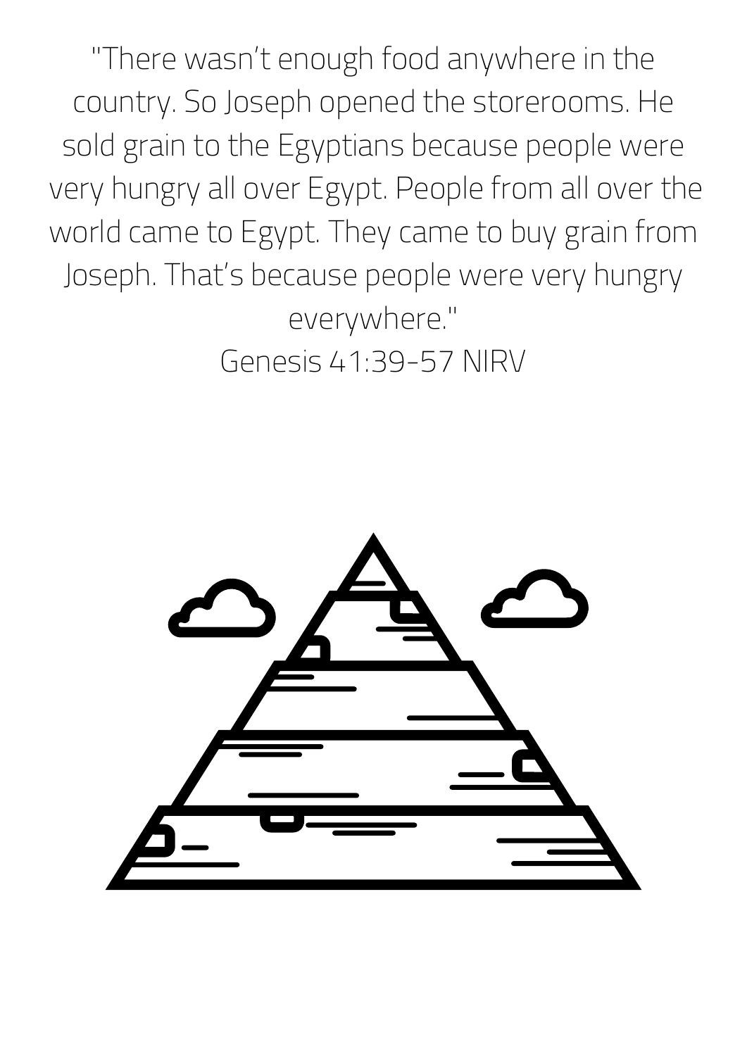"There wasn't enough food anywhere in the country. So Joseph opened the storerooms. He sold grain to the Egyptians because people were very hungry all over Egypt. People from all over the world came to Egypt. They came to buy grain from Joseph. That's because people were very hungry everywhere."

Genesis 41:39-57 NIRV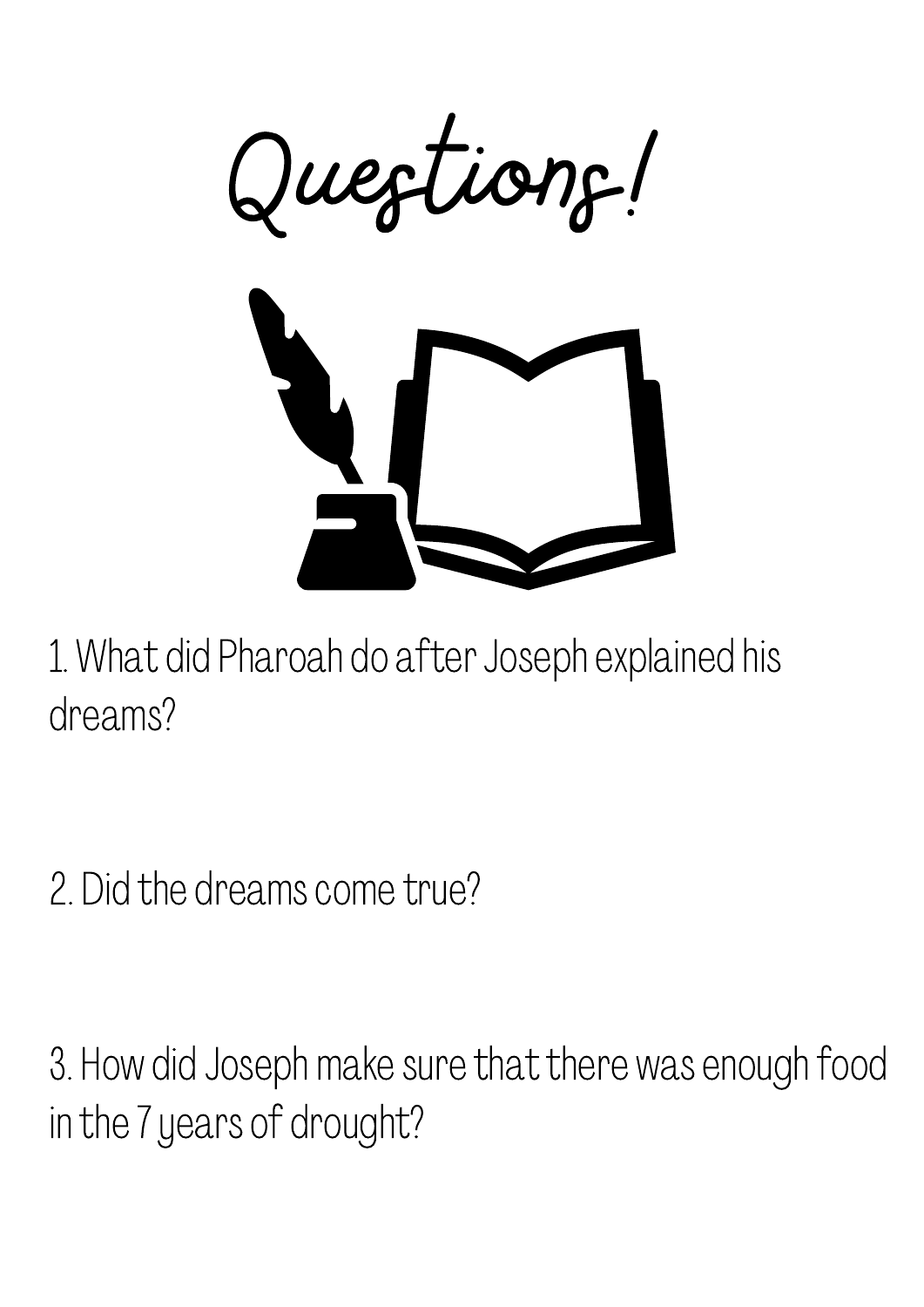# Questions!

1. What did Pharoah do after Joseph explained his dreams?

2. Did the dreams come true?

3. How did Joseph make sure that there was enough food in the 7 years of drought?